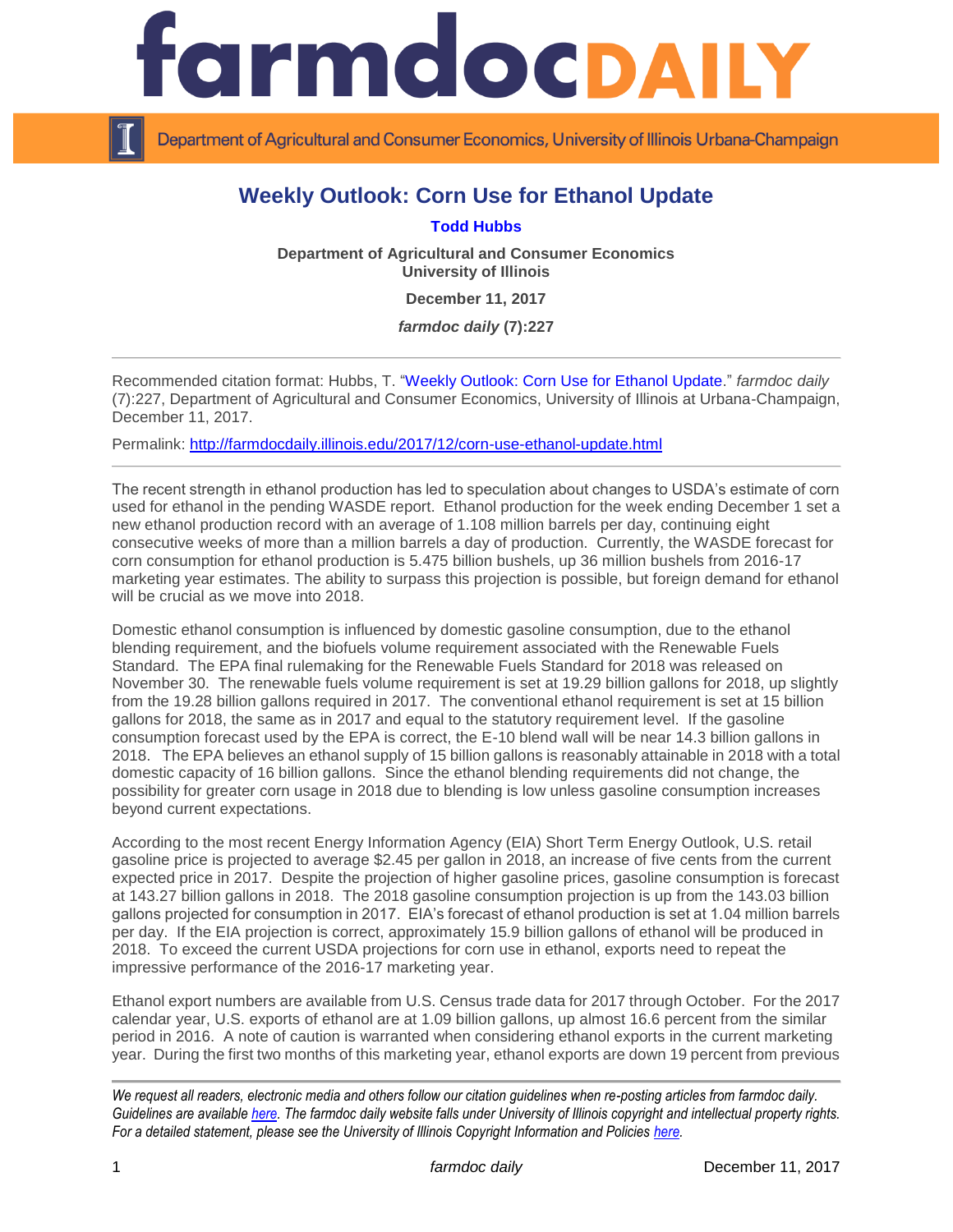# Weekly Outlook: Corn Use for Ethanol Update

**Todd Hubbs**

**Department of Agricultural and Consumer Economics**
**University of Illinois**

**December 11, 2017**

***farmdoc daily* (7):227**

---

Recommended citation format: Hubbs, T. "Weekly Outlook: Corn Use for Ethanol Update." *farmdoc daily* (7):227, Department of Agricultural and Consumer Economics, University of Illinois at Urbana-Champaign, December 11, 2017.

Permalink: http://farmdocdaily.illinois.edu/2017/12/corn-use-ethanol-update.html

---

The recent strength in ethanol production has led to speculation about changes to USDA's estimate of corn used for ethanol in the pending WASDE report. Ethanol production for the week ending December 1 set a new ethanol production record with an average of 1.108 million barrels per day, continuing eight consecutive weeks of more than a million barrels a day of production. Currently, the WASDE forecast for corn consumption for ethanol production is 5.475 billion bushels, up 36 million bushels from 2016-17 marketing year estimates. The ability to surpass this projection is possible, but foreign demand for ethanol will be crucial as we move into 2018.

Domestic ethanol consumption is influenced by domestic gasoline consumption, due to the ethanol blending requirement, and the biofuels volume requirement associated with the Renewable Fuels Standard. The EPA final rulemaking for the Renewable Fuels Standard for 2018 was released on November 30. The renewable fuels volume requirement is set at 19.29 billion gallons for 2018, up slightly from the 19.28 billion gallons required in 2017. The conventional ethanol requirement is set at 15 billion gallons for 2018, the same as in 2017 and equal to the statutory requirement level. If the gasoline consumption forecast used by the EPA is correct, the E-10 blend wall will be near 14.3 billion gallons in 2018. The EPA believes an ethanol supply of 15 billion gallons is reasonably attainable in 2018 with a total domestic capacity of 16 billion gallons. Since the ethanol blending requirements did not change, the possibility for greater corn usage in 2018 due to blending is low unless gasoline consumption increases beyond current expectations.

According to the most recent Energy Information Agency (EIA) Short Term Energy Outlook, U.S. retail gasoline price is projected to average $2.45 per gallon in 2018, an increase of five cents from the current expected price in 2017. Despite the projection of higher gasoline prices, gasoline consumption is forecast at 143.27 billion gallons in 2018. The 2018 gasoline consumption projection is up from the 143.03 billion gallons projected for consumption in 2017. EIA's forecast of ethanol production is set at 1.04 million barrels per day. If the EIA projection is correct, approximately 15.9 billion gallons of ethanol will be produced in 2018. To exceed the current USDA projections for corn use in ethanol, exports need to repeat the impressive performance of the 2016-17 marketing year.

Ethanol export numbers are available from U.S. Census trade data for 2017 through October. For the 2017 calendar year, U.S. exports of ethanol are at 1.09 billion gallons, up almost 16.6 percent from the similar period in 2016. A note of caution is warranted when considering ethanol exports in the current marketing year. During the first two months of this marketing year, ethanol exports are down 19 percent from previous

---

*We request all readers, electronic media and others follow our citation guidelines when re-posting articles from farmdoc daily. Guidelines are available here. The farmdoc daily website falls under University of Illinois copyright and intellectual property rights. For a detailed statement, please see the University of Illinois Copyright Information and Policies here.*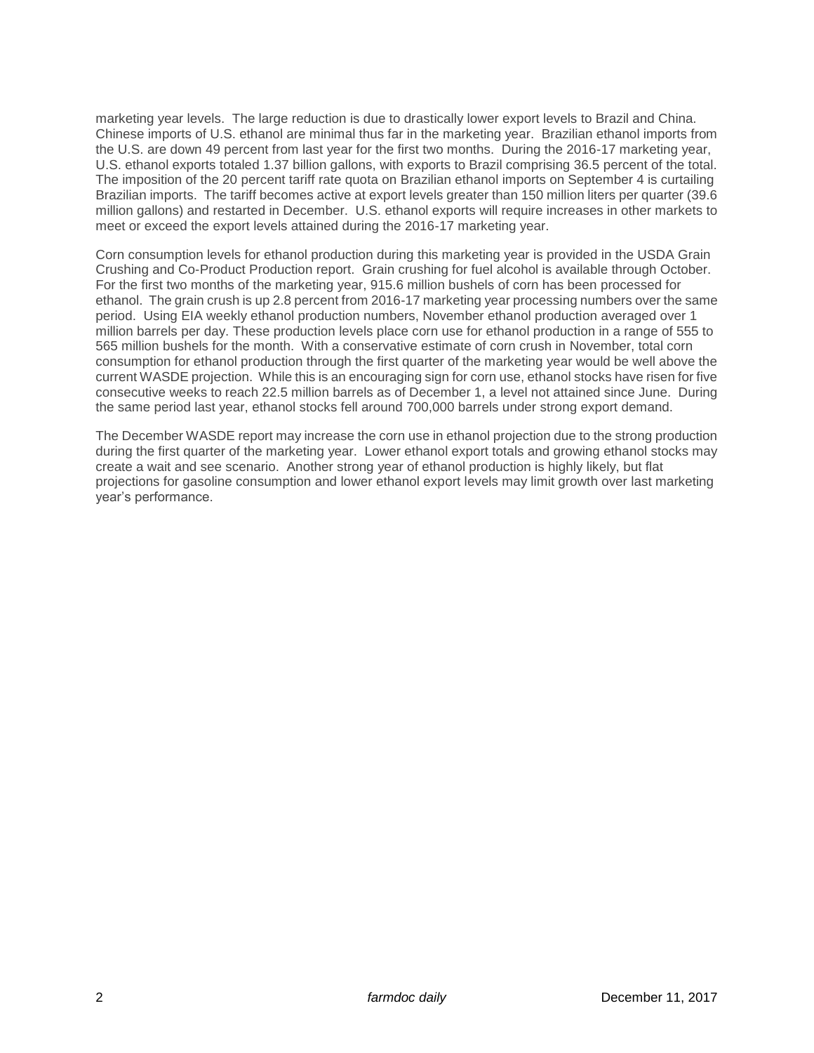marketing year levels. The large reduction is due to drastically lower export levels to Brazil and China. Chinese imports of U.S. ethanol are minimal thus far in the marketing year. Brazilian ethanol imports from the U.S. are down 49 percent from last year for the first two months. During the 2016-17 marketing year, U.S. ethanol exports totaled 1.37 billion gallons, with exports to Brazil comprising 36.5 percent of the total. The imposition of the 20 percent tariff rate quota on Brazilian ethanol imports on September 4 is curtailing Brazilian imports. The tariff becomes active at export levels greater than 150 million liters per quarter (39.6 million gallons) and restarted in December. U.S. ethanol exports will require increases in other markets to meet or exceed the export levels attained during the 2016-17 marketing year.

Corn consumption levels for ethanol production during this marketing year is provided in the USDA Grain Crushing and Co-Product Production report. Grain crushing for fuel alcohol is available through October. For the first two months of the marketing year, 915.6 million bushels of corn has been processed for ethanol. The grain crush is up 2.8 percent from 2016-17 marketing year processing numbers over the same period. Using EIA weekly ethanol production numbers, November ethanol production averaged over 1 million barrels per day. These production levels place corn use for ethanol production in a range of 555 to 565 million bushels for the month. With a conservative estimate of corn crush in November, total corn consumption for ethanol production through the first quarter of the marketing year would be well above the current WASDE projection. While this is an encouraging sign for corn use, ethanol stocks have risen for five consecutive weeks to reach 22.5 million barrels as of December 1, a level not attained since June. During the same period last year, ethanol stocks fell around 700,000 barrels under strong export demand.

The December WASDE report may increase the corn use in ethanol projection due to the strong production during the first quarter of the marketing year. Lower ethanol export totals and growing ethanol stocks may create a wait and see scenario. Another strong year of ethanol production is highly likely, but flat projections for gasoline consumption and lower ethanol export levels may limit growth over last marketing year's performance.